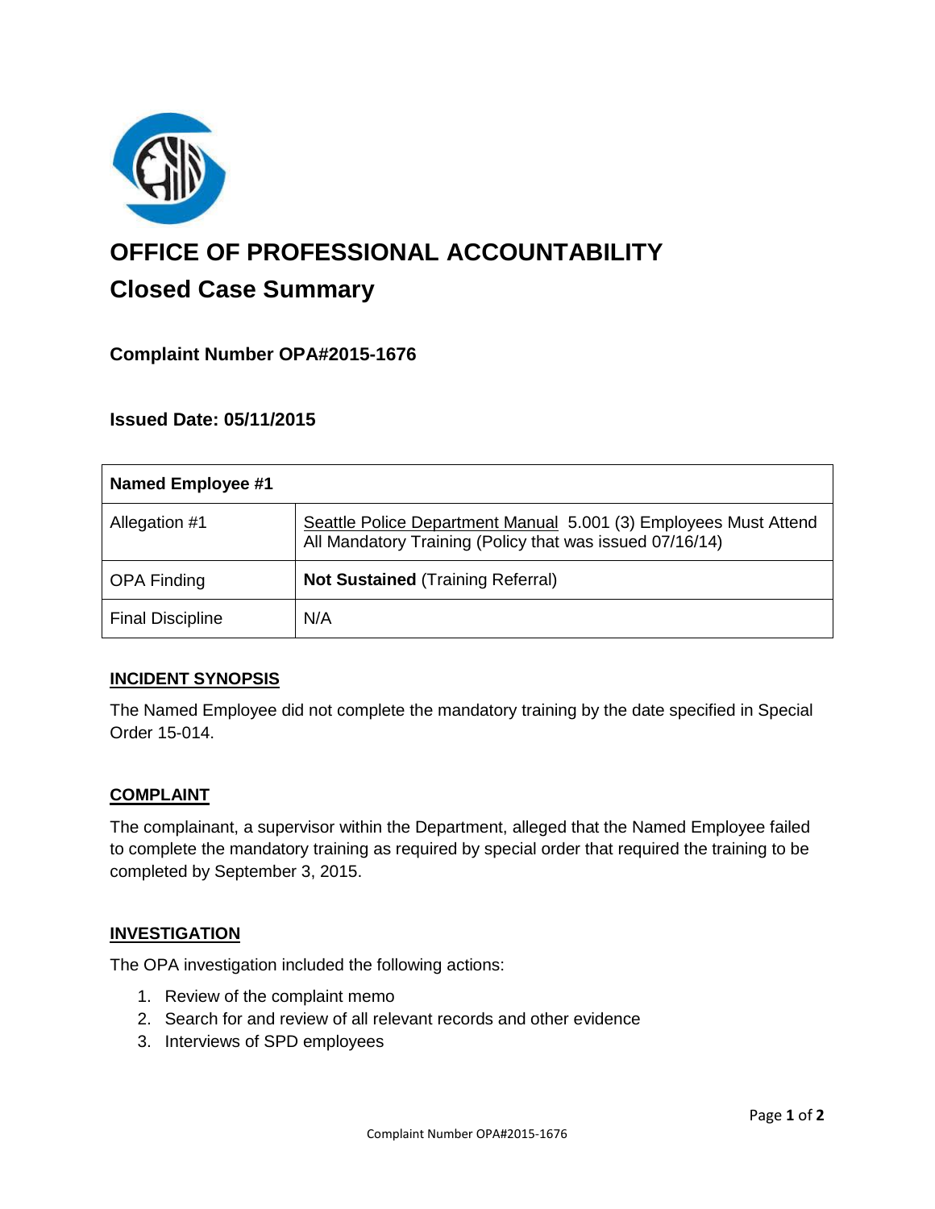# OFFICE OF PROFESSIONAL ACCOUNTABILITY

## Closed Case Summary

### Complaint Number OPA#2015-1676

### Issued Date: 05/11/2015

| Named Employee #1 | |
|---|---|
| Allegation #1 | Seattle Police Department Manual 5.001 (3) Employees Must Attend All Mandatory Training (Policy that was issued 07/16/14) |
| OPA Finding | **Not Sustained** (Training Referral) |
| Final Discipline | N/A |

**INCIDENT SYNOPSIS**

The Named Employee did not complete the mandatory training by the date specified in Special Order 15-014.

**COMPLAINT**

The complainant, a supervisor within the Department, alleged that the Named Employee failed to complete the mandatory training as required by special order that required the training to be completed by September 3, 2015.

**INVESTIGATION**

The OPA investigation included the following actions:

1. Review of the complaint memo
2. Search for and review of all relevant records and other evidence
3. Interviews of SPD employees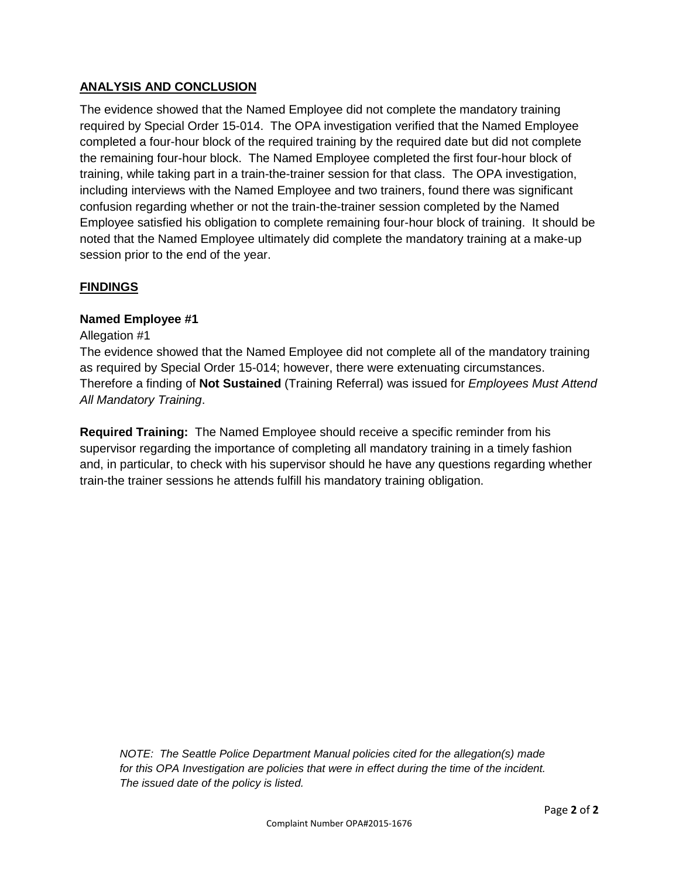## ANALYSIS AND CONCLUSION

The evidence showed that the Named Employee did not complete the mandatory training required by Special Order 15-014. The OPA investigation verified that the Named Employee completed a four-hour block of the required training by the required date but did not complete the remaining four-hour block. The Named Employee completed the first four-hour block of training, while taking part in a train-the-trainer session for that class. The OPA investigation, including interviews with the Named Employee and two trainers, found there was significant confusion regarding whether or not the train-the-trainer session completed by the Named Employee satisfied his obligation to complete remaining four-hour block of training. It should be noted that the Named Employee ultimately did complete the mandatory training at a make-up session prior to the end of the year.

## FINDINGS

### Named Employee #1

Allegation #1

The evidence showed that the Named Employee did not complete all of the mandatory training as required by Special Order 15-014; however, there were extenuating circumstances. Therefore a finding of **Not Sustained** (Training Referral) was issued for *Employees Must Attend All Mandatory Training*.

**Required Training:** The Named Employee should receive a specific reminder from his supervisor regarding the importance of completing all mandatory training in a timely fashion and, in particular, to check with his supervisor should he have any questions regarding whether train-the trainer sessions he attends fulfill his mandatory training obligation.

*NOTE: The Seattle Police Department Manual policies cited for the allegation(s) made for this OPA Investigation are policies that were in effect during the time of the incident. The issued date of the policy is listed.*

Complaint Number OPA#2015-1676